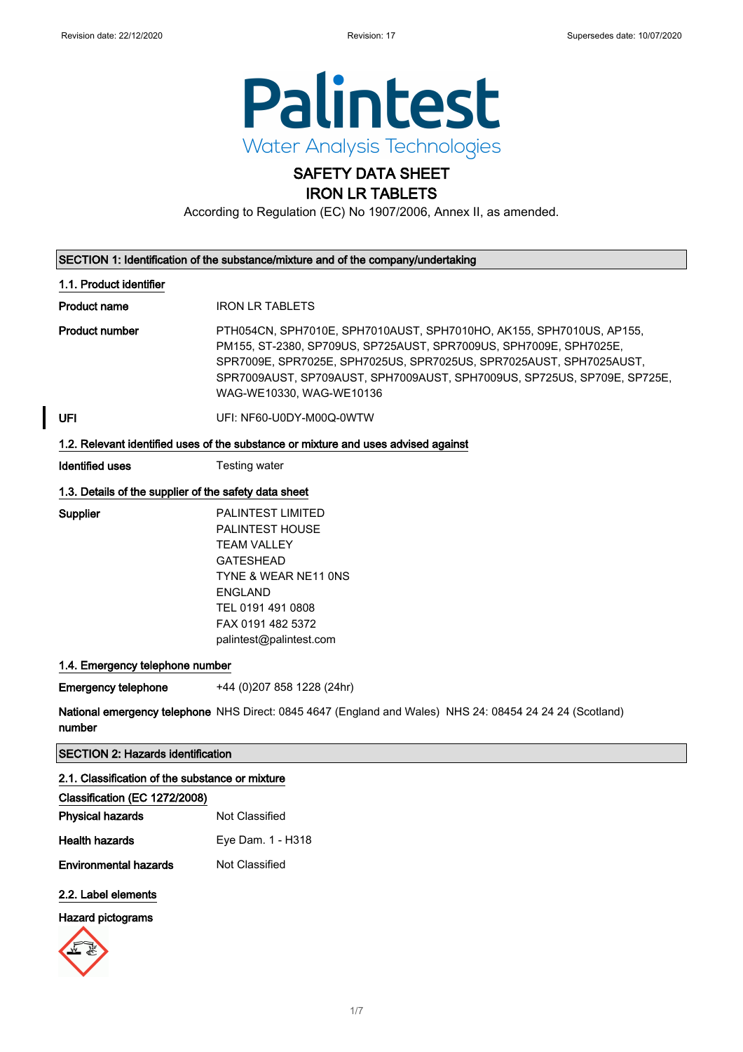Revision date: 22/12/2020 Revision: 17 Supersedes date: 10/07/2020

Palintest
Water Analysis Technologies

# SAFETY DATA SHEET
# IRON LR TABLETS

According to Regulation (EC) No 1907/2006, Annex II, as amended.

## SECTION 1: Identification of the substance/mixture and of the company/undertaking

### 1.1. Product identifier

**Product name** IRON LR TABLETS

**Product number** PTH054CN, SPH7010E, SPH7010AUST, SPH7010HO, AK155, SPH7010US, AP155, PM155, ST-2380, SP709US, SP725AUST, SPR7009US, SPH7009E, SPH7025E, SPR7009E, SPR7025E, SPH7025US, SPR7025US, SPR7025AUST, SPH7025AUST, SPR7009AUST, SP709AUST, SPH7009AUST, SPH7009US, SP725US, SP709E, SP725E, WAG-WE10330, WAG-WE10136

**UFI** UFI: NF60-U0DY-M00Q-0WTW

### 1.2. Relevant identified uses of the substance or mixture and uses advised against

**Identified uses** Testing water

### 1.3. Details of the supplier of the safety data sheet

**Supplier**
PALINTEST LIMITED
PALINTEST HOUSE
TEAM VALLEY
GATESHEAD
TYNE & WEAR NE11 0NS
ENGLAND
TEL 0191 491 0808
FAX 0191 482 5372
palintest@palintest.com

### 1.4. Emergency telephone number

**Emergency telephone** +44 (0)207 858 1228 (24hr)

**National emergency telephone number** NHS Direct: 0845 4647 (England and Wales) NHS 24: 08454 24 24 24 (Scotland)

## SECTION 2: Hazards identification

### 2.1. Classification of the substance or mixture

**Classification (EC 1272/2008)**

**Physical hazards** Not Classified

**Health hazards** Eye Dam. 1 - H318

**Environmental hazards** Not Classified

### 2.2. Label elements

**Hazard pictograms**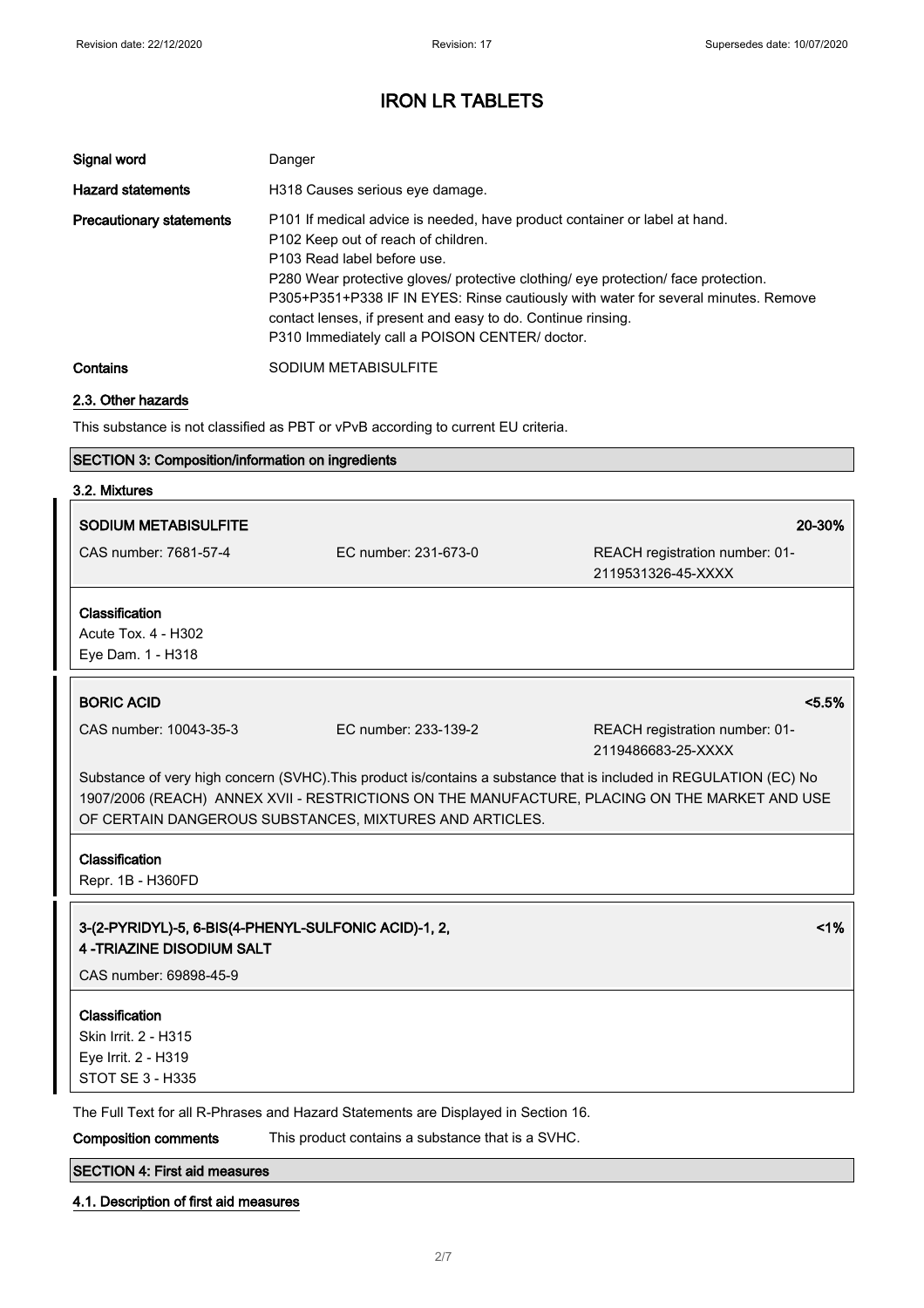| | |
|---|---|
| **Signal word** | Danger |
| **Hazard statements** | H318 Causes serious eye damage. |
| **Precautionary statements** | P101 If medical advice is needed, have product container or label at hand.<br>P102 Keep out of reach of children.<br>P103 Read label before use.<br>P280 Wear protective gloves/ protective clothing/ eye protection/ face protection.<br>P305+P351+P338 IF IN EYES: Rinse cautiously with water for several minutes. Remove contact lenses, if present and easy to do. Continue rinsing.<br>P310 Immediately call a POISON CENTER/ doctor. |
| **Contains** | SODIUM METABISULFITE |

### 2.3. Other hazards

This substance is not classified as PBT or vPvB according to current EU criteria.

## SECTION 3: Composition/information on ingredients

### 3.2. Mixtures

| **SODIUM METABISULFITE** | | **20-30%** |
|---|---|---|
| CAS number: 7681-57-4 | EC number: 231-673-0 | REACH registration number: 01-2119531326-45-XXXX |

**Classification**
Acute Tox. 4 - H302
Eye Dam. 1 - H318

| **BORIC ACID** | | **<5.5%** |
|---|---|---|
| CAS number: 10043-35-3 | EC number: 233-139-2 | REACH registration number: 01-2119486683-25-XXXX |

Substance of very high concern (SVHC).This product is/contains a substance that is included in REGULATION (EC) No 1907/2006 (REACH) ANNEX XVII - RESTRICTIONS ON THE MANUFACTURE, PLACING ON THE MARKET AND USE OF CERTAIN DANGEROUS SUBSTANCES, MIXTURES AND ARTICLES.

**Classification**
Repr. 1B - H360FD

| **3-(2-PYRIDYL)-5, 6-BIS(4-PHENYL-SULFONIC ACID)-1, 2, 4 -TRIAZINE DISODIUM SALT** | **<1%** |
|---|---|
| CAS number: 69898-45-9 | |

**Classification**
Skin Irrit. 2 - H315
Eye Irrit. 2 - H319
STOT SE 3 - H335

The Full Text for all R-Phrases and Hazard Statements are Displayed in Section 16.

**Composition comments** This product contains a substance that is a SVHC.

## SECTION 4: First aid measures

### 4.1. Description of first aid measures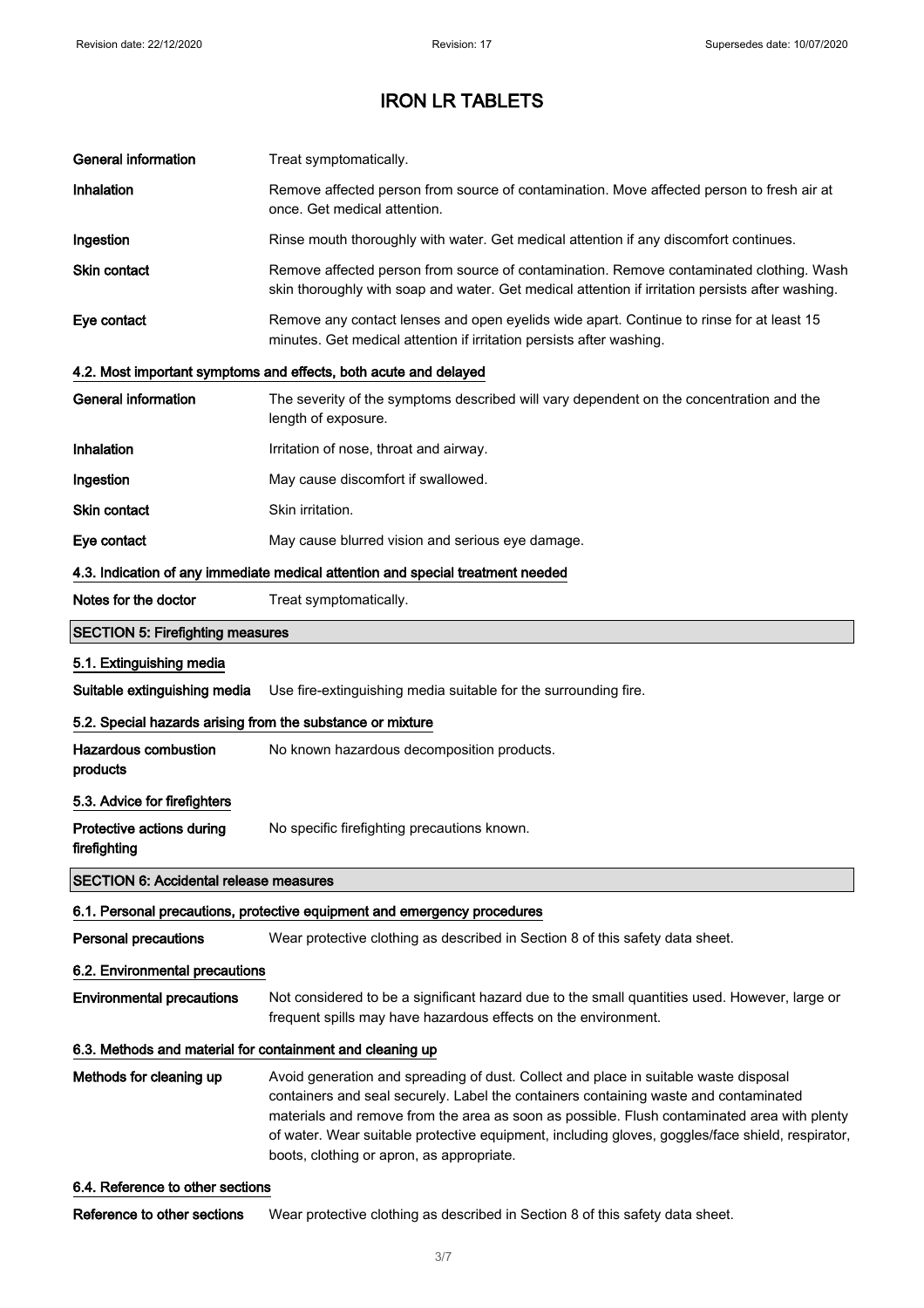| | |
|---|---|
| **General information** | Treat symptomatically. |
| **Inhalation** | Remove affected person from source of contamination. Move affected person to fresh air at once. Get medical attention. |
| **Ingestion** | Rinse mouth thoroughly with water. Get medical attention if any discomfort continues. |
| **Skin contact** | Remove affected person from source of contamination. Remove contaminated clothing. Wash skin thoroughly with soap and water. Get medical attention if irritation persists after washing. |
| **Eye contact** | Remove any contact lenses and open eyelids wide apart. Continue to rinse for at least 15 minutes. Get medical attention if irritation persists after washing. |

### 4.2. Most important symptoms and effects, both acute and delayed

| | |
|---|---|
| **General information** | The severity of the symptoms described will vary dependent on the concentration and the length of exposure. |
| **Inhalation** | Irritation of nose, throat and airway. |
| **Ingestion** | May cause discomfort if swallowed. |
| **Skin contact** | Skin irritation. |
| **Eye contact** | May cause blurred vision and serious eye damage. |

### 4.3. Indication of any immediate medical attention and special treatment needed

| | |
|---|---|
| **Notes for the doctor** | Treat symptomatically. |

## SECTION 5: Firefighting measures

### 5.1. Extinguishing media

| | |
|---|---|
| **Suitable extinguishing media** | Use fire-extinguishing media suitable for the surrounding fire. |

### 5.2. Special hazards arising from the substance or mixture

| | |
|---|---|
| **Hazardous combustion products** | No known hazardous decomposition products. |

### 5.3. Advice for firefighters

| | |
|---|---|
| **Protective actions during firefighting** | No specific firefighting precautions known. |

## SECTION 6: Accidental release measures

### 6.1. Personal precautions, protective equipment and emergency procedures

| | |
|---|---|
| **Personal precautions** | Wear protective clothing as described in Section 8 of this safety data sheet. |

### 6.2. Environmental precautions

| | |
|---|---|
| **Environmental precautions** | Not considered to be a significant hazard due to the small quantities used. However, large or frequent spills may have hazardous effects on the environment. |

### 6.3. Methods and material for containment and cleaning up

| | |
|---|---|
| **Methods for cleaning up** | Avoid generation and spreading of dust. Collect and place in suitable waste disposal containers and seal securely. Label the containers containing waste and contaminated materials and remove from the area as soon as possible. Flush contaminated area with plenty of water. Wear suitable protective equipment, including gloves, goggles/face shield, respirator, boots, clothing or apron, as appropriate. |

### 6.4. Reference to other sections

| | |
|---|---|
| **Reference to other sections** | Wear protective clothing as described in Section 8 of this safety data sheet. |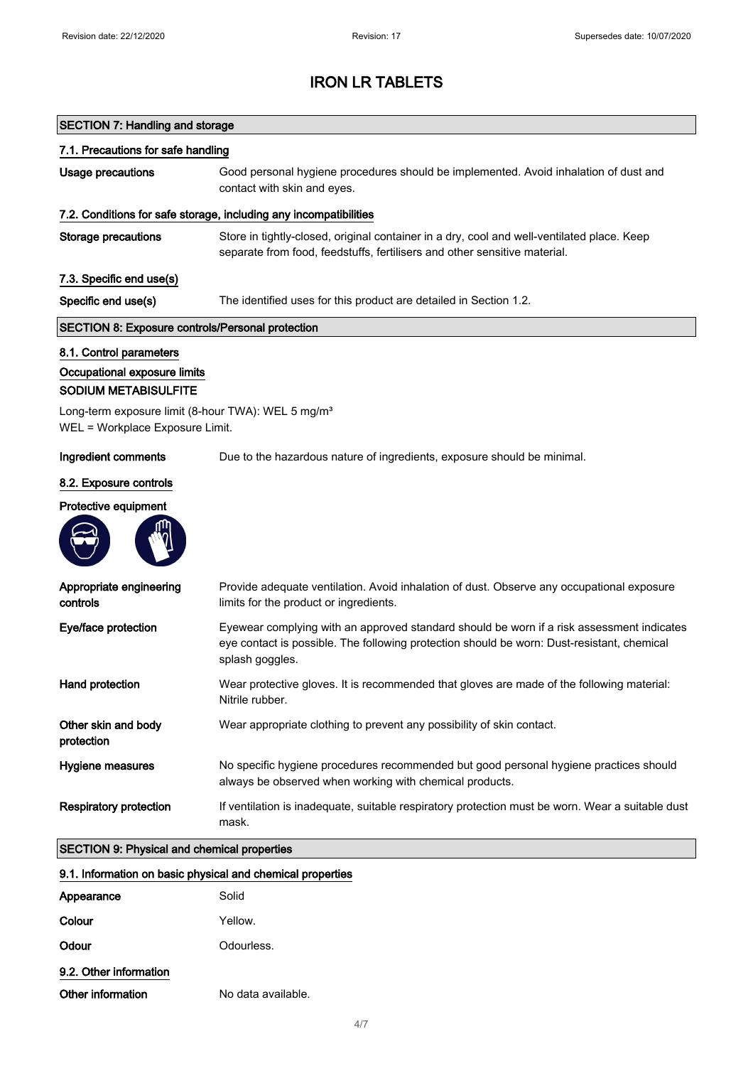# IRON LR TABLETS

## SECTION 7: Handling and storage

### 7.1. Precautions for safe handling

**Usage precautions** Good personal hygiene procedures should be implemented. Avoid inhalation of dust and contact with skin and eyes.

### 7.2. Conditions for safe storage, including any incompatibilities

**Storage precautions** Store in tightly-closed, original container in a dry, cool and well-ventilated place. Keep separate from food, feedstuffs, fertilisers and other sensitive material.

### 7.3. Specific end use(s)

**Specific end use(s)** The identified uses for this product are detailed in Section 1.2.

## SECTION 8: Exposure controls/Personal protection

### 8.1. Control parameters

**Occupational exposure limits**

**SODIUM METABISULFITE**

Long-term exposure limit (8-hour TWA): WEL 5 mg/m³
WEL = Workplace Exposure Limit.

**Ingredient comments** Due to the hazardous nature of ingredients, exposure should be minimal.

### 8.2. Exposure controls

**Protective equipment**

**Appropriate engineering controls** Provide adequate ventilation. Avoid inhalation of dust. Observe any occupational exposure limits for the product or ingredients.

**Eye/face protection** Eyewear complying with an approved standard should be worn if a risk assessment indicates eye contact is possible. The following protection should be worn: Dust-resistant, chemical splash goggles.

**Hand protection** Wear protective gloves. It is recommended that gloves are made of the following material: Nitrile rubber.

**Other skin and body protection** Wear appropriate clothing to prevent any possibility of skin contact.

**Hygiene measures** No specific hygiene procedures recommended but good personal hygiene practices should always be observed when working with chemical products.

**Respiratory protection** If ventilation is inadequate, suitable respiratory protection must be worn. Wear a suitable dust mask.

## SECTION 9: Physical and chemical properties

### 9.1. Information on basic physical and chemical properties

**Appearance** Solid

**Colour** Yellow.

**Odour** Odourless.

### 9.2. Other information

**Other information** No data available.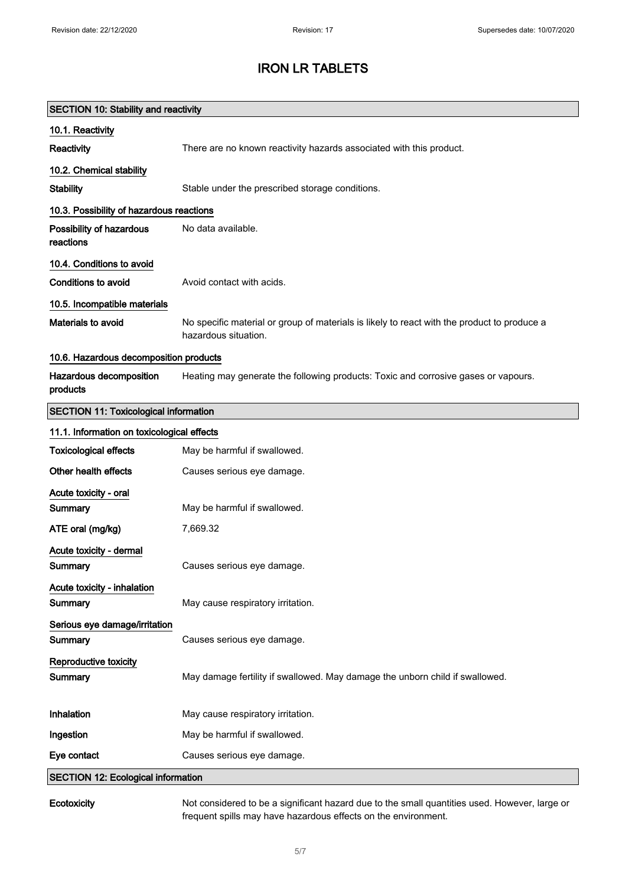# IRON LR TABLETS

## SECTION 10: Stability and reactivity

### 10.1. Reactivity

**Reactivity** There are no known reactivity hazards associated with this product.

### 10.2. Chemical stability

**Stability** Stable under the prescribed storage conditions.

### 10.3. Possibility of hazardous reactions

**Possibility of hazardous reactions** No data available.

### 10.4. Conditions to avoid

**Conditions to avoid** Avoid contact with acids.

### 10.5. Incompatible materials

**Materials to avoid** No specific material or group of materials is likely to react with the product to produce a hazardous situation.

### 10.6. Hazardous decomposition products

**Hazardous decomposition products** Heating may generate the following products: Toxic and corrosive gases or vapours.

## SECTION 11: Toxicological information

### 11.1. Information on toxicological effects

**Toxicological effects** May be harmful if swallowed.

**Other health effects** Causes serious eye damage.

**Acute toxicity - oral**

**Summary** May be harmful if swallowed.

**ATE oral (mg/kg)** 7,669.32

**Acute toxicity - dermal**

**Summary** Causes serious eye damage.

**Acute toxicity - inhalation**

**Summary** May cause respiratory irritation.

**Serious eye damage/irritation**

**Summary** Causes serious eye damage.

**Reproductive toxicity**

**Summary** May damage fertility if swallowed. May damage the unborn child if swallowed.

**Inhalation** May cause respiratory irritation.

**Ingestion** May be harmful if swallowed.

**Eye contact** Causes serious eye damage.

## SECTION 12: Ecological information

**Ecotoxicity** Not considered to be a significant hazard due to the small quantities used. However, large or frequent spills may have hazardous effects on the environment.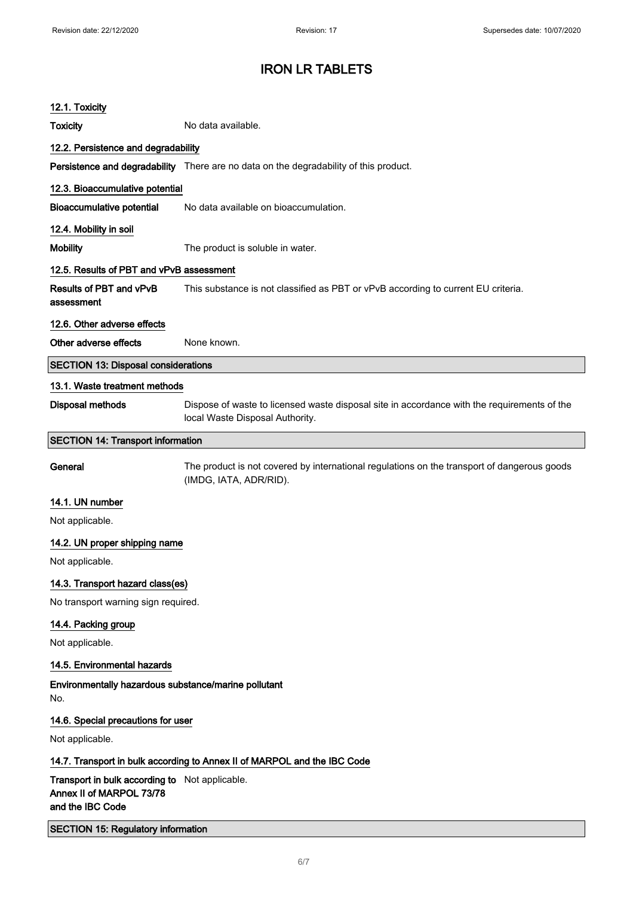### 12.1. Toxicity

**Toxicity** No data available.

### 12.2. Persistence and degradability

**Persistence and degradability** There are no data on the degradability of this product.

### 12.3. Bioaccumulative potential

**Bioaccumulative potential** No data available on bioaccumulation.

### 12.4. Mobility in soil

**Mobility** The product is soluble in water.

### 12.5. Results of PBT and vPvB assessment

**Results of PBT and vPvB assessment** This substance is not classified as PBT or vPvB according to current EU criteria.

### 12.6. Other adverse effects

**Other adverse effects** None known.

## SECTION 13: Disposal considerations

### 13.1. Waste treatment methods

**Disposal methods** Dispose of waste to licensed waste disposal site in accordance with the requirements of the local Waste Disposal Authority.

## SECTION 14: Transport information

**General** The product is not covered by international regulations on the transport of dangerous goods (IMDG, IATA, ADR/RID).

### 14.1. UN number

Not applicable.

### 14.2. UN proper shipping name

Not applicable.

### 14.3. Transport hazard class(es)

No transport warning sign required.

### 14.4. Packing group

Not applicable.

### 14.5. Environmental hazards

**Environmentally hazardous substance/marine pollutant**

No.

### 14.6. Special precautions for user

Not applicable.

### 14.7. Transport in bulk according to Annex II of MARPOL and the IBC Code

**Transport in bulk according to Annex II of MARPOL 73/78 and the IBC Code** Not applicable.

## SECTION 15: Regulatory information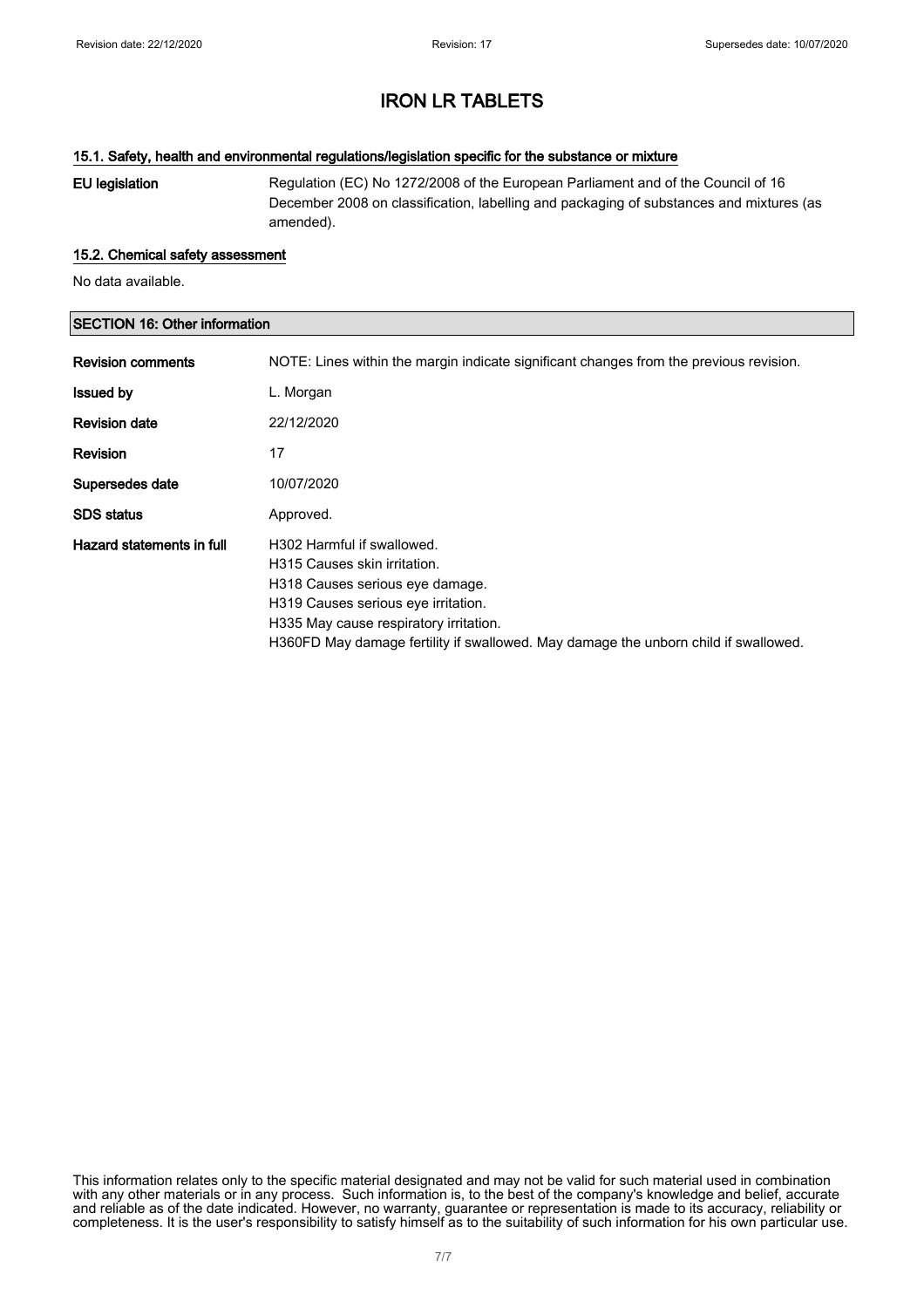# IRON LR TABLETS

### 15.1. Safety, health and environmental regulations/legislation specific for the substance or mixture

**EU legislation** Regulation (EC) No 1272/2008 of the European Parliament and of the Council of 16 December 2008 on classification, labelling and packaging of substances and mixtures (as amended).

### 15.2. Chemical safety assessment

No data available.

## SECTION 16: Other information

| | |
|---|---|
| **Revision comments** | NOTE: Lines within the margin indicate significant changes from the previous revision. |
| **Issued by** | L. Morgan |
| **Revision date** | 22/12/2020 |
| **Revision** | 17 |
| **Supersedes date** | 10/07/2020 |
| **SDS status** | Approved. |
| **Hazard statements in full** | H302 Harmful if swallowed.<br>H315 Causes skin irritation.<br>H318 Causes serious eye damage.<br>H319 Causes serious eye irritation.<br>H335 May cause respiratory irritation.<br>H360FD May damage fertility if swallowed. May damage the unborn child if swallowed. |

This information relates only to the specific material designated and may not be valid for such material used in combination with any other materials or in any process. Such information is, to the best of the company's knowledge and belief, accurate and reliable as of the date indicated. However, no warranty, guarantee or representation is made to its accuracy, reliability or completeness. It is the user's responsibility to satisfy himself as to the suitability of such information for his own particular use.